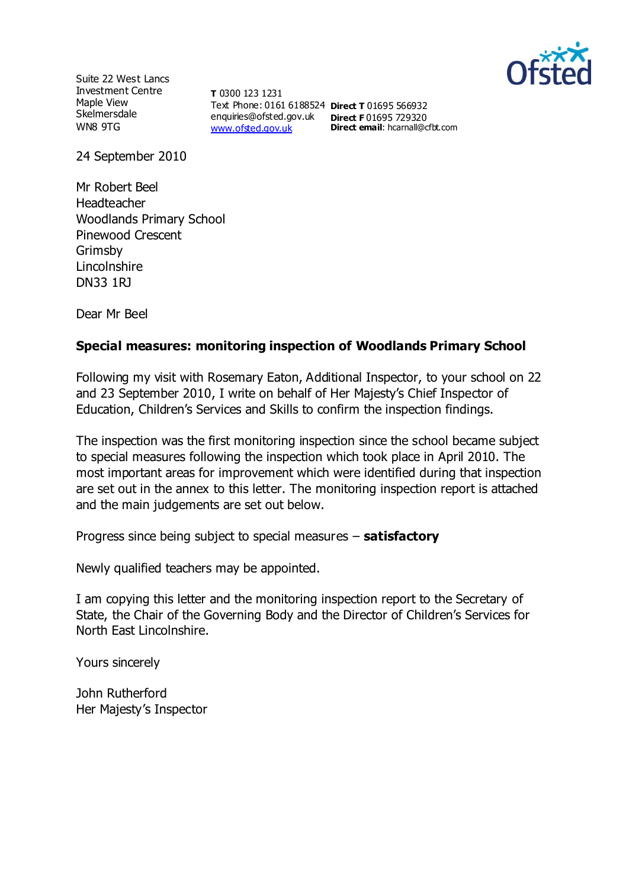Suite 22 West Lancs
Investment Centre
Maple View
Skelmersdale
WN8 9TG

**T** 0300 123 1231
Text Phone: 0161 6188524
enquiries@ofsted.gov.uk
www.ofsted.gov.uk

**Direct T** 01695 566932
**Direct F** 01695 729320
**Direct email**: hcarnall@cfbt.com

24 September 2010

Mr Robert Beel
Headteacher
Woodlands Primary School
Pinewood Crescent
Grimsby
Lincolnshire
DN33 1RJ

Dear Mr Beel

**Special measures: monitoring inspection of Woodlands Primary School**

Following my visit with Rosemary Eaton, Additional Inspector, to your school on 22 and 23 September 2010, I write on behalf of Her Majesty's Chief Inspector of Education, Children's Services and Skills to confirm the inspection findings.

The inspection was the first monitoring inspection since the school became subject to special measures following the inspection which took place in April 2010. The most important areas for improvement which were identified during that inspection are set out in the annex to this letter. The monitoring inspection report is attached and the main judgements are set out below.

Progress since being subject to special measures – **satisfactory**

Newly qualified teachers may be appointed.

I am copying this letter and the monitoring inspection report to the Secretary of State, the Chair of the Governing Body and the Director of Children's Services for North East Lincolnshire.

Yours sincerely

John Rutherford
Her Majesty's Inspector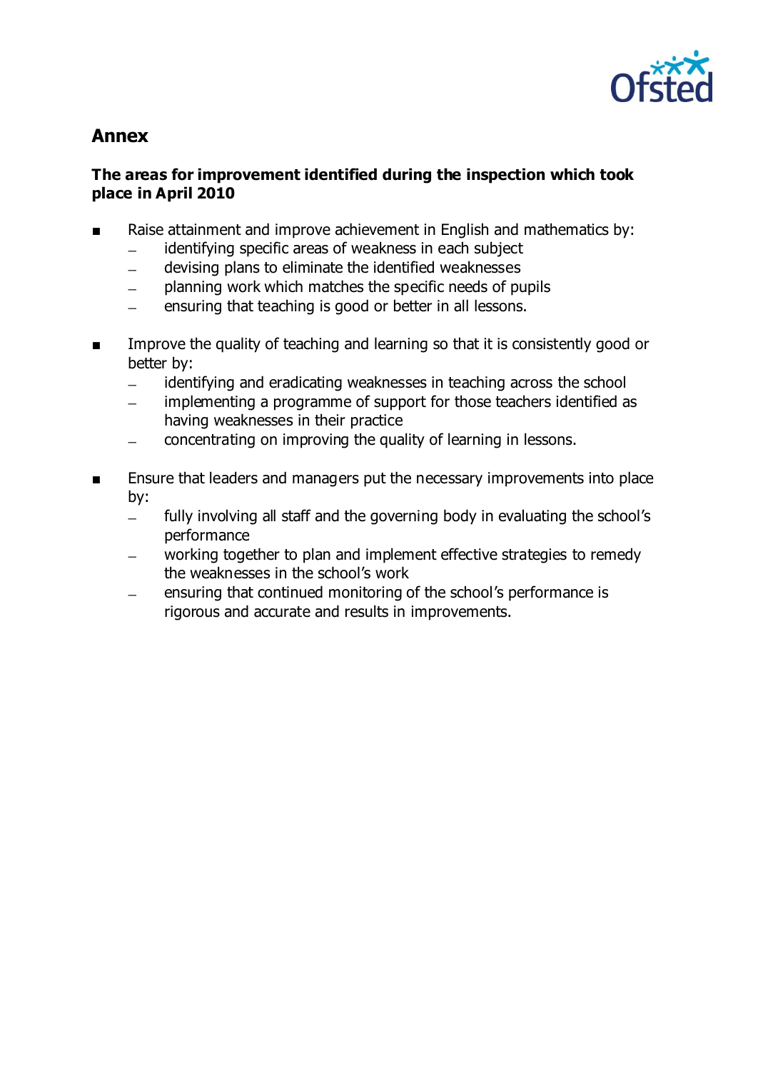## Annex

### The areas for improvement identified during the inspection which took place in April 2010

- Raise attainment and improve achievement in English and mathematics by:
  - identifying specific areas of weakness in each subject
  - devising plans to eliminate the identified weaknesses
  - planning work which matches the specific needs of pupils
  - ensuring that teaching is good or better in all lessons.

- Improve the quality of teaching and learning so that it is consistently good or better by:
  - identifying and eradicating weaknesses in teaching across the school
  - implementing a programme of support for those teachers identified as having weaknesses in their practice
  - concentrating on improving the quality of learning in lessons.

- Ensure that leaders and managers put the necessary improvements into place by:
  - fully involving all staff and the governing body in evaluating the school's performance
  - working together to plan and implement effective strategies to remedy the weaknesses in the school's work
  - ensuring that continued monitoring of the school's performance is rigorous and accurate and results in improvements.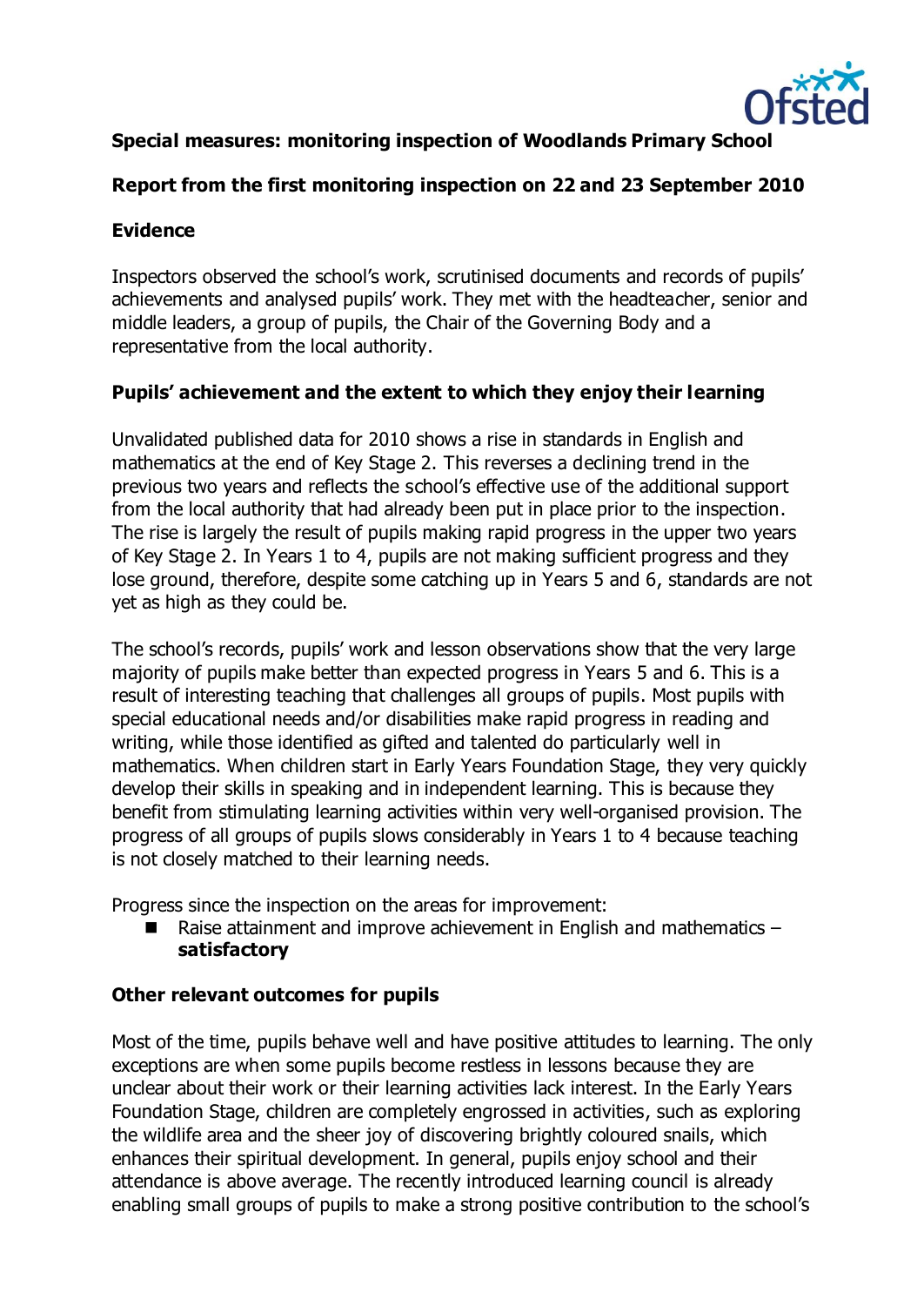**Special measures: monitoring inspection of Woodlands Primary School**

**Report from the first monitoring inspection on 22 and 23 September 2010**

**Evidence**

Inspectors observed the school's work, scrutinised documents and records of pupils' achievements and analysed pupils' work. They met with the headteacher, senior and middle leaders, a group of pupils, the Chair of the Governing Body and a representative from the local authority.

**Pupils' achievement and the extent to which they enjoy their learning**

Unvalidated published data for 2010 shows a rise in standards in English and mathematics at the end of Key Stage 2. This reverses a declining trend in the previous two years and reflects the school's effective use of the additional support from the local authority that had already been put in place prior to the inspection. The rise is largely the result of pupils making rapid progress in the upper two years of Key Stage 2. In Years 1 to 4, pupils are not making sufficient progress and they lose ground, therefore, despite some catching up in Years 5 and 6, standards are not yet as high as they could be.

The school's records, pupils' work and lesson observations show that the very large majority of pupils make better than expected progress in Years 5 and 6. This is a result of interesting teaching that challenges all groups of pupils. Most pupils with special educational needs and/or disabilities make rapid progress in reading and writing, while those identified as gifted and talented do particularly well in mathematics. When children start in Early Years Foundation Stage, they very quickly develop their skills in speaking and in independent learning. This is because they benefit from stimulating learning activities within very well-organised provision. The progress of all groups of pupils slows considerably in Years 1 to 4 because teaching is not closely matched to their learning needs.

Progress since the inspection on the areas for improvement:

- Raise attainment and improve achievement in English and mathematics – **satisfactory**

**Other relevant outcomes for pupils**

Most of the time, pupils behave well and have positive attitudes to learning. The only exceptions are when some pupils become restless in lessons because they are unclear about their work or their learning activities lack interest. In the Early Years Foundation Stage, children are completely engrossed in activities, such as exploring the wildlife area and the sheer joy of discovering brightly coloured snails, which enhances their spiritual development. In general, pupils enjoy school and their attendance is above average. The recently introduced learning council is already enabling small groups of pupils to make a strong positive contribution to the school's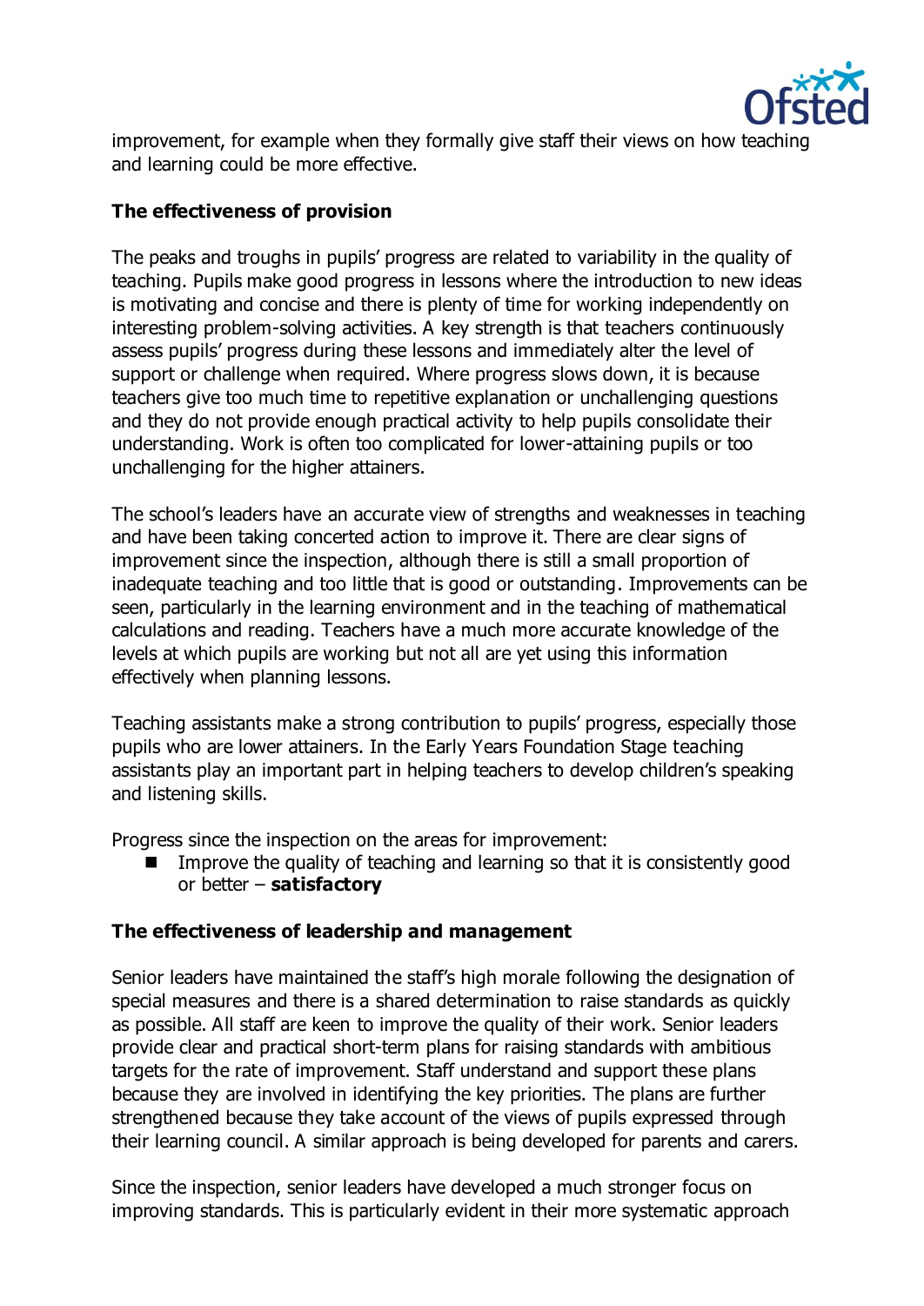improvement, for example when they formally give staff their views on how teaching and learning could be more effective.

**The effectiveness of provision**

The peaks and troughs in pupils' progress are related to variability in the quality of teaching. Pupils make good progress in lessons where the introduction to new ideas is motivating and concise and there is plenty of time for working independently on interesting problem-solving activities. A key strength is that teachers continuously assess pupils' progress during these lessons and immediately alter the level of support or challenge when required. Where progress slows down, it is because teachers give too much time to repetitive explanation or unchallenging questions and they do not provide enough practical activity to help pupils consolidate their understanding. Work is often too complicated for lower-attaining pupils or too unchallenging for the higher attainers.

The school's leaders have an accurate view of strengths and weaknesses in teaching and have been taking concerted action to improve it. There are clear signs of improvement since the inspection, although there is still a small proportion of inadequate teaching and too little that is good or outstanding. Improvements can be seen, particularly in the learning environment and in the teaching of mathematical calculations and reading. Teachers have a much more accurate knowledge of the levels at which pupils are working but not all are yet using this information effectively when planning lessons.

Teaching assistants make a strong contribution to pupils' progress, especially those pupils who are lower attainers. In the Early Years Foundation Stage teaching assistants play an important part in helping teachers to develop children's speaking and listening skills.

Progress since the inspection on the areas for improvement:

- Improve the quality of teaching and learning so that it is consistently good or better – **satisfactory**

**The effectiveness of leadership and management**

Senior leaders have maintained the staff's high morale following the designation of special measures and there is a shared determination to raise standards as quickly as possible. All staff are keen to improve the quality of their work. Senior leaders provide clear and practical short-term plans for raising standards with ambitious targets for the rate of improvement. Staff understand and support these plans because they are involved in identifying the key priorities. The plans are further strengthened because they take account of the views of pupils expressed through their learning council. A similar approach is being developed for parents and carers.

Since the inspection, senior leaders have developed a much stronger focus on improving standards. This is particularly evident in their more systematic approach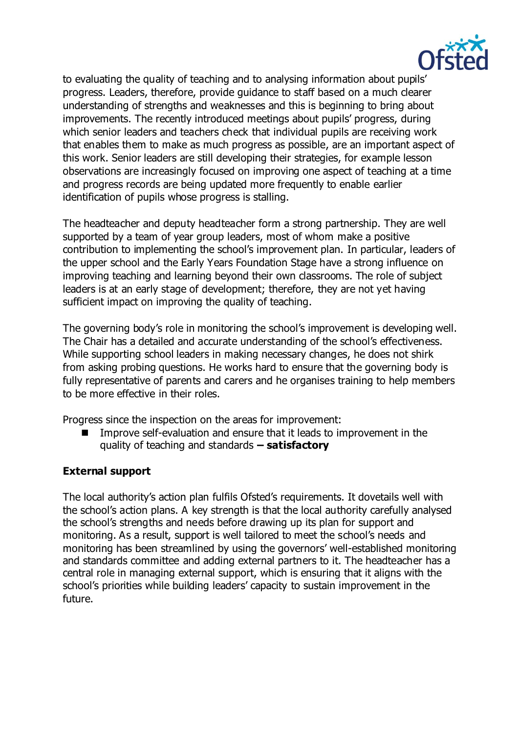to evaluating the quality of teaching and to analysing information about pupils' progress. Leaders, therefore, provide guidance to staff based on a much clearer understanding of strengths and weaknesses and this is beginning to bring about improvements. The recently introduced meetings about pupils' progress, during which senior leaders and teachers check that individual pupils are receiving work that enables them to make as much progress as possible, are an important aspect of this work. Senior leaders are still developing their strategies, for example lesson observations are increasingly focused on improving one aspect of teaching at a time and progress records are being updated more frequently to enable earlier identification of pupils whose progress is stalling.

The headteacher and deputy headteacher form a strong partnership. They are well supported by a team of year group leaders, most of whom make a positive contribution to implementing the school's improvement plan. In particular, leaders of the upper school and the Early Years Foundation Stage have a strong influence on improving teaching and learning beyond their own classrooms. The role of subject leaders is at an early stage of development; therefore, they are not yet having sufficient impact on improving the quality of teaching.

The governing body's role in monitoring the school's improvement is developing well. The Chair has a detailed and accurate understanding of the school's effectiveness. While supporting school leaders in making necessary changes, he does not shirk from asking probing questions. He works hard to ensure that the governing body is fully representative of parents and carers and he organises training to help members to be more effective in their roles.

Progress since the inspection on the areas for improvement:

- Improve self-evaluation and ensure that it leads to improvement in the quality of teaching and standards **– satisfactory**

## External support

The local authority's action plan fulfils Ofsted's requirements. It dovetails well with the school's action plans. A key strength is that the local authority carefully analysed the school's strengths and needs before drawing up its plan for support and monitoring. As a result, support is well tailored to meet the school's needs and monitoring has been streamlined by using the governors' well-established monitoring and standards committee and adding external partners to it. The headteacher has a central role in managing external support, which is ensuring that it aligns with the school's priorities while building leaders' capacity to sustain improvement in the future.